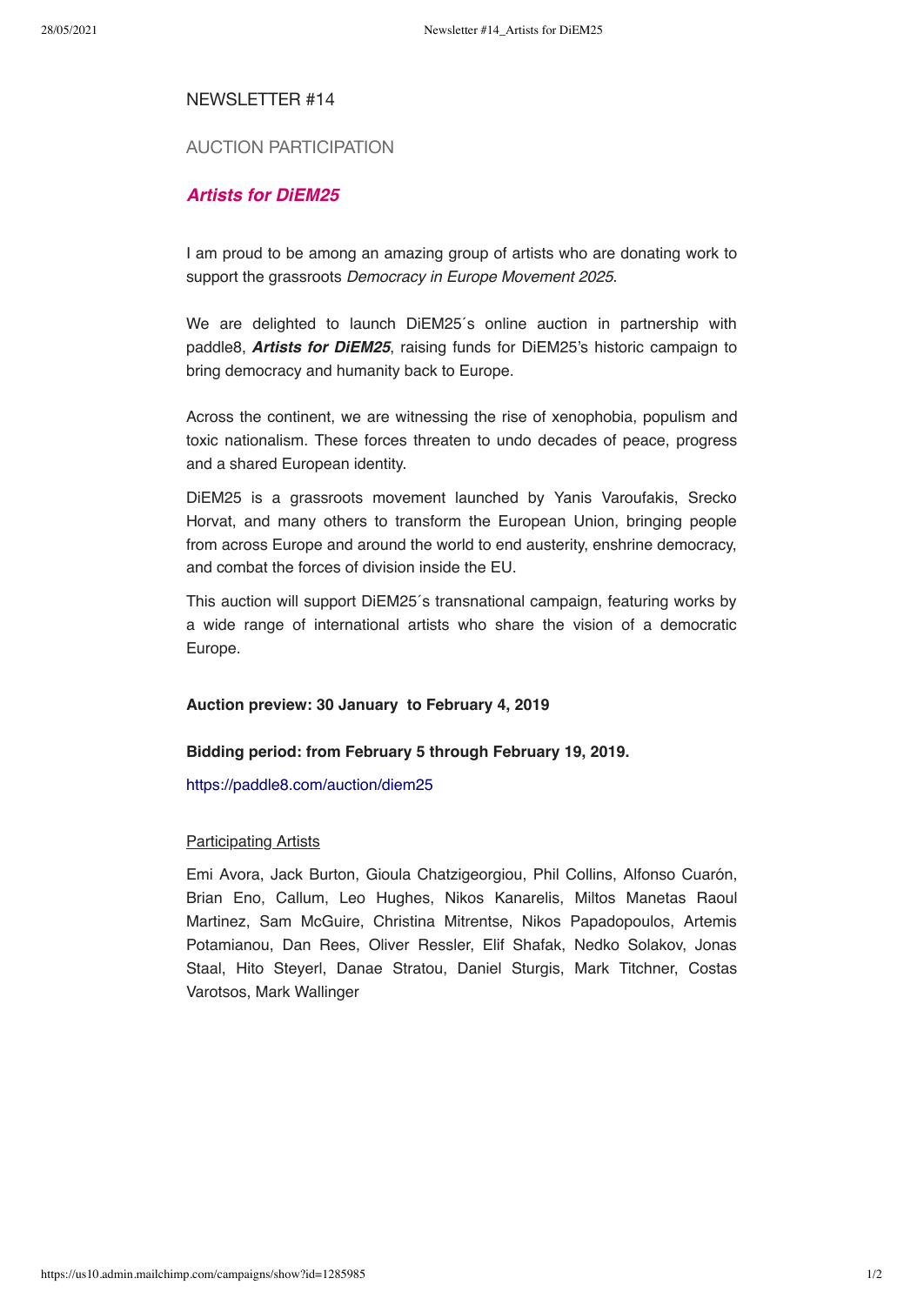NEWSLETTER #14

AUCTION PARTICIPATION

## ***Artists for DiEM25***

I am proud to be among an amazing group of artists who are donating work to support the grassroots *Democracy in Europe Movement 2025*.

We are delighted to launch DiEM25´s online auction in partnership with paddle8, ***Artists for DiEM25***, raising funds for DiEM25's historic campaign to bring democracy and humanity back to Europe.

Across the continent, we are witnessing the rise of xenophobia, populism and toxic nationalism. These forces threaten to undo decades of peace, progress and a shared European identity.

DiEM25 is a grassroots movement launched by Yanis Varoufakis, Srecko Horvat, and many others to transform the European Union, bringing people from across Europe and around the world to end austerity, enshrine democracy, and combat the forces of division inside the EU.

This auction will support DiEM25´s transnational campaign, featuring works by a wide range of international artists who share the vision of a democratic Europe.

**Auction preview: 30 January to February 4, 2019**

**Bidding period: from February 5 through February 19, 2019.**

https://paddle8.com/auction/diem25

Participating Artists

Emi Avora, Jack Burton, Gioula Chatzigeorgiou, Phil Collins, Alfonso Cuarón, Brian Eno, Callum, Leo Hughes, Nikos Kanarelis, Miltos Manetas Raoul Martinez, Sam McGuire, Christina Mitrentse, Nikos Papadopoulos, Artemis Potamianou, Dan Rees, Oliver Ressler, Elif Shafak, Nedko Solakov, Jonas Staal, Hito Steyerl, Danae Stratou, Daniel Sturgis, Mark Titchner, Costas Varotsos, Mark Wallinger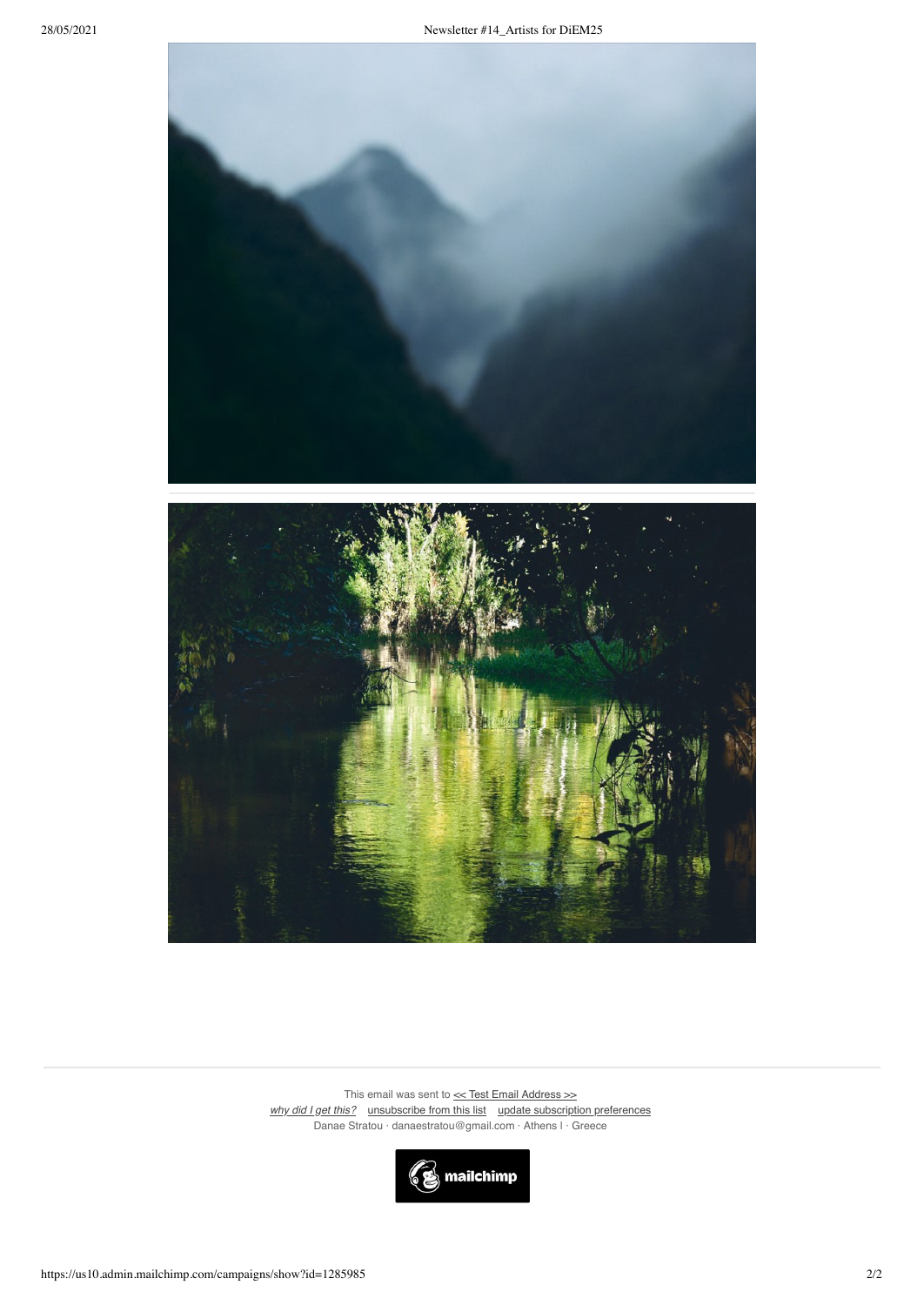This email was sent to << Test Email Address >>

*why did I get this?* unsubscribe from this list update subscription preferences

Danae Stratou · danaestratou@gmail.com · Athens I · Greece